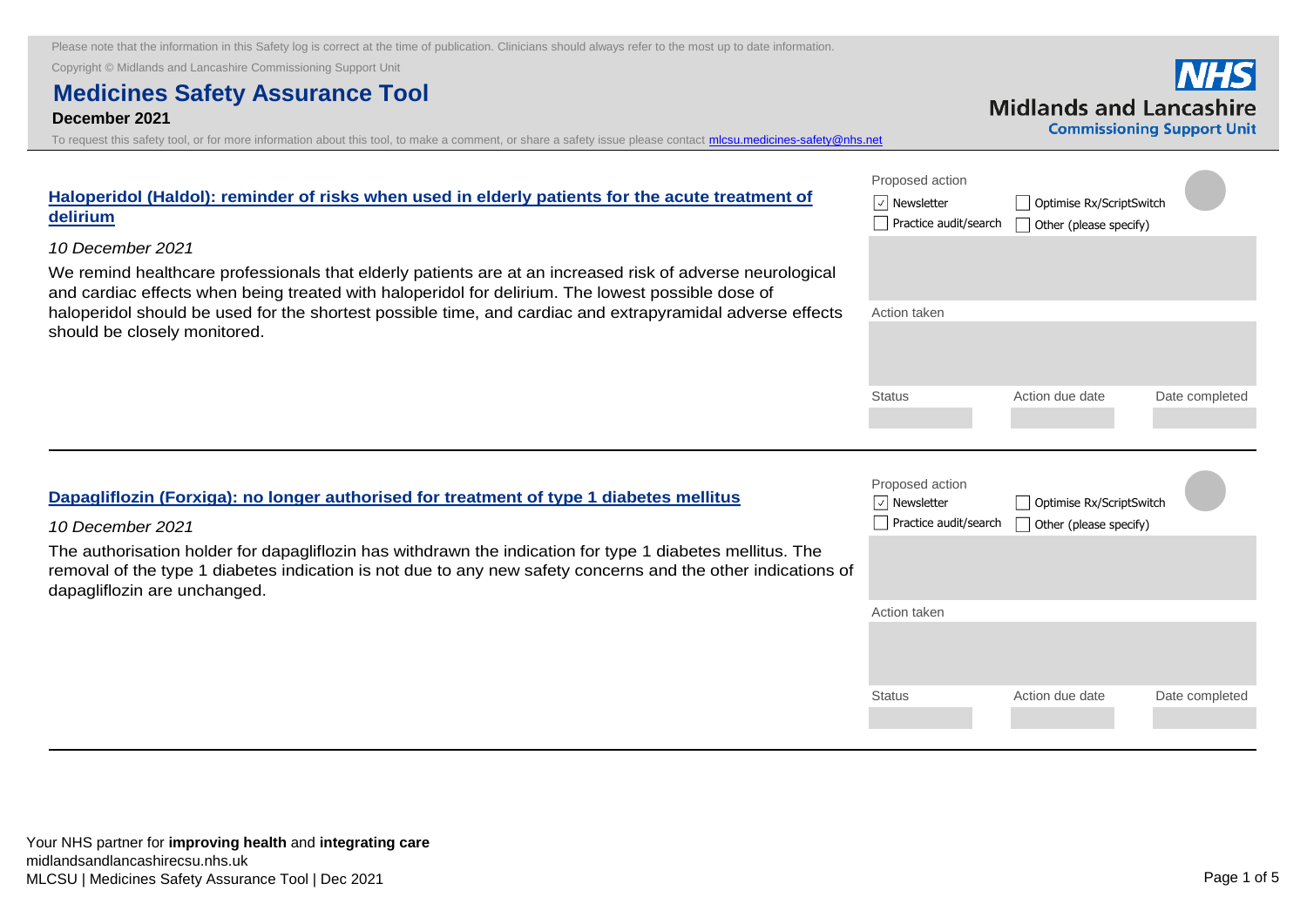Please note that the information in this Safety log is correct at the time of publication. Clinicians should always refer to the most up to date information.

Copyright © Midlands and Lancashire Commissioning Support Unit

# Medicines Safety Assurance Tool

**December 2021**

To request this safety tool, or for more information about this tool, to make a comment, or share a safety issue please contact mlcsu.medicines-safety@nhs.net

NHS Midlands and Lancashire Commissioning Support Unit

---

## Haloperidol (Haldol): reminder of risks when used in elderly patients for the acute treatment of delirium

*10 December 2021*

We remind healthcare professionals that elderly patients are at an increased risk of adverse neurological and cardiac effects when being treated with haloperidol for delirium. The lowest possible dose of haloperidol should be used for the shortest possible time, and cardiac and extrapyramidal adverse effects should be closely monitored.

Proposed action

- [x] Newsletter
- [ ] Optimise Rx/ScriptSwitch
- [ ] Practice audit/search
- [ ] Other (please specify)

Action taken

| Status | Action due date | Date completed |
|---|---|---|
| | | |

---

## Dapagliflozin (Forxiga): no longer authorised for treatment of type 1 diabetes mellitus

*10 December 2021*

The authorisation holder for dapagliflozin has withdrawn the indication for type 1 diabetes mellitus. The removal of the type 1 diabetes indication is not due to any new safety concerns and the other indications of dapagliflozin are unchanged.

Proposed action

- [x] Newsletter
- [ ] Optimise Rx/ScriptSwitch
- [ ] Practice audit/search
- [ ] Other (please specify)

Action taken

| Status | Action due date | Date completed |
|---|---|---|
| | | |

---

Your NHS partner for **improving health** and **integrating care**

midlandsandlancashirecsu.nhs.uk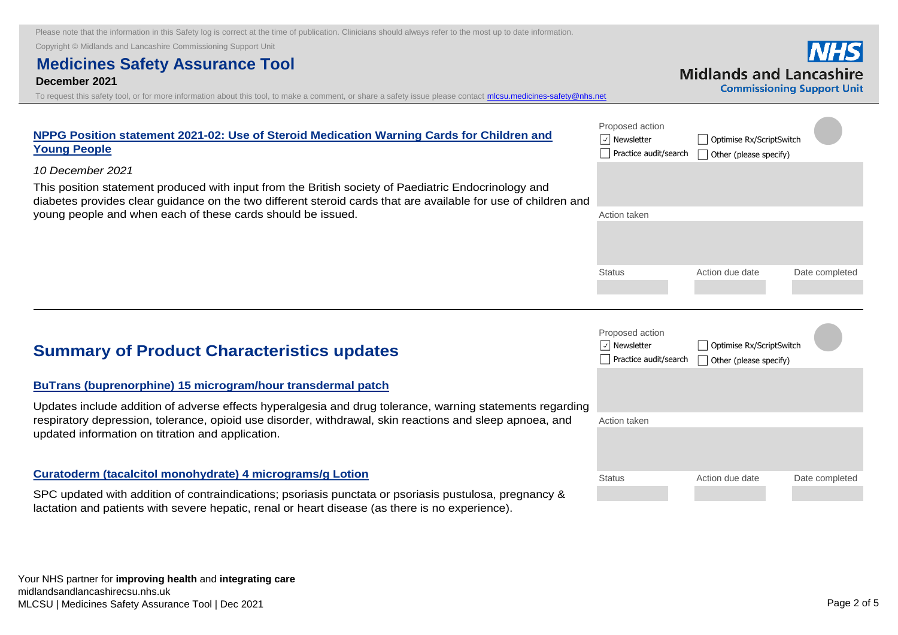Please note that the information in this Safety log is correct at the time of publication. Clinicians should always refer to the most up to date information.

Copyright © Midlands and Lancashire Commissioning Support Unit

# Medicines Safety Assurance Tool

**December 2021**

To request this safety tool, or for more information about this tool, to make a comment, or share a safety issue please contact mlcsu.medicines-safety@nhs.net

### NPPG Position statement 2021-02: Use of Steroid Medication Warning Cards for Children and Young People

*10 December 2021*

This position statement produced with input from the British society of Paediatric Endocrinology and diabetes provides clear guidance on the two different steroid cards that are available for use of children and young people and when each of these cards should be issued.

Proposed action

- [x] Newsletter
- [ ] Optimise Rx/ScriptSwitch
- [ ] Practice audit/search
- [ ] Other (please specify)

Action taken

| Status | Action due date | Date completed |
|---|---|---|
| | | |

## Summary of Product Characteristics updates

### BuTrans (buprenorphine) 15 microgram/hour transdermal patch

Updates include addition of adverse effects hyperalgesia and drug tolerance, warning statements regarding respiratory depression, tolerance, opioid use disorder, withdrawal, skin reactions and sleep apnoea, and updated information on titration and application.

### Curatoderm (tacalcitol monohydrate) 4 micrograms/g Lotion

SPC updated with addition of contraindications; psoriasis punctata or psoriasis pustulosa, pregnancy & lactation and patients with severe hepatic, renal or heart disease (as there is no experience).

Proposed action

- [x] Newsletter
- [ ] Optimise Rx/ScriptSwitch
- [ ] Practice audit/search
- [ ] Other (please specify)

Action taken

| Status | Action due date | Date completed |
|---|---|---|
| | | |

Your NHS partner for **improving health** and **integrating care**

midlandsandlancashirecsu.nhs.uk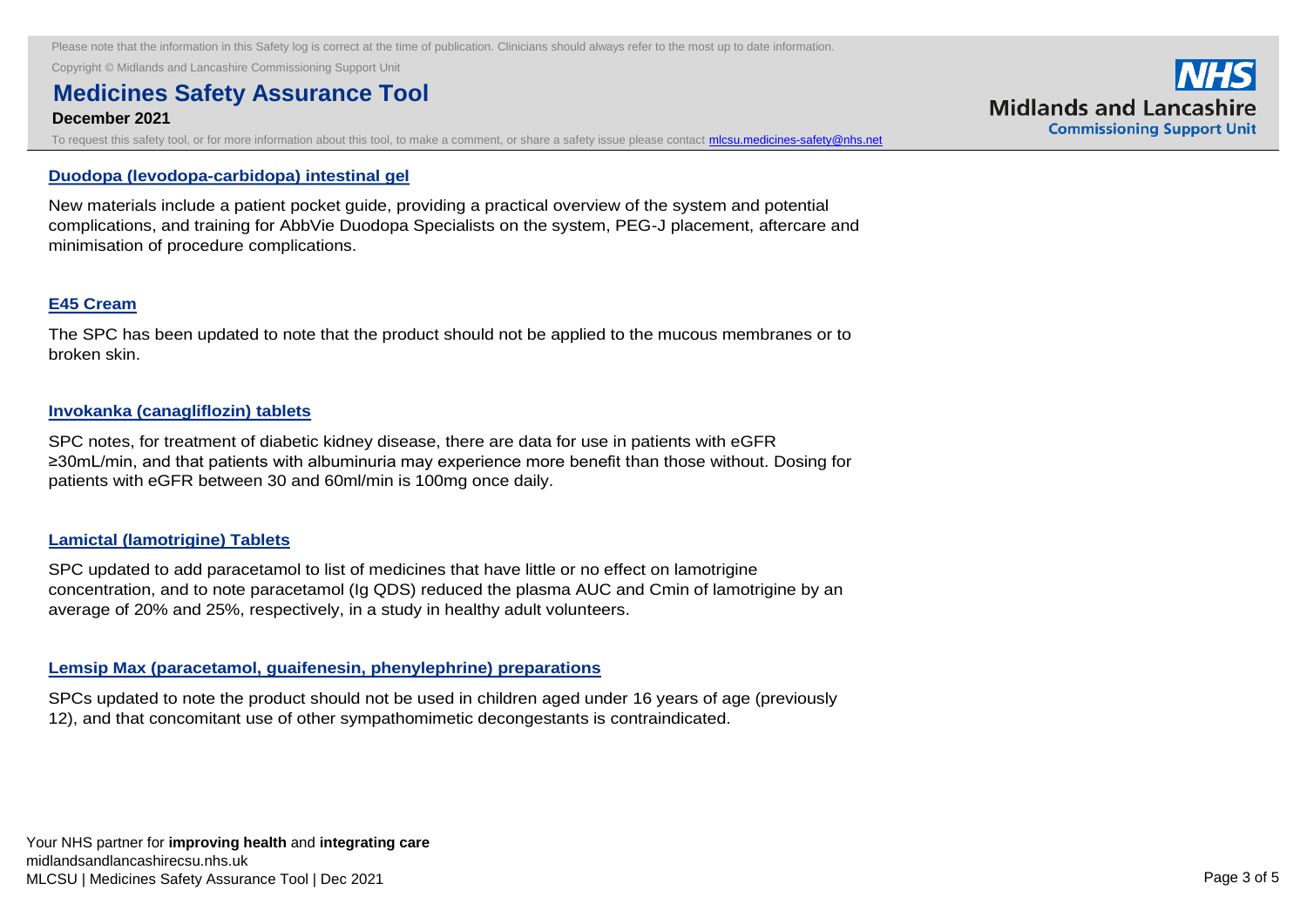### Duodopa (levodopa-carbidopa) intestinal gel

New materials include a patient pocket guide, providing a practical overview of the system and potential complications, and training for AbbVie Duodopa Specialists on the system, PEG-J placement, aftercare and minimisation of procedure complications.

### E45 Cream

The SPC has been updated to note that the product should not be applied to the mucous membranes or to broken skin.

### Invokanka (canagliflozin) tablets

SPC notes, for treatment of diabetic kidney disease, there are data for use in patients with eGFR ≥30mL/min, and that patients with albuminuria may experience more benefit than those without. Dosing for patients with eGFR between 30 and 60ml/min is 100mg once daily.

### Lamictal (lamotrigine) Tablets

SPC updated to add paracetamol to list of medicines that have little or no effect on lamotrigine concentration, and to note paracetamol (Ig QDS) reduced the plasma AUC and Cmin of lamotrigine by an average of 20% and 25%, respectively, in a study in healthy adult volunteers.

### Lemsip Max (paracetamol, guaifenesin, phenylephrine) preparations

SPCs updated to note the product should not be used in children aged under 16 years of age (previously 12), and that concomitant use of other sympathomimetic decongestants is contraindicated.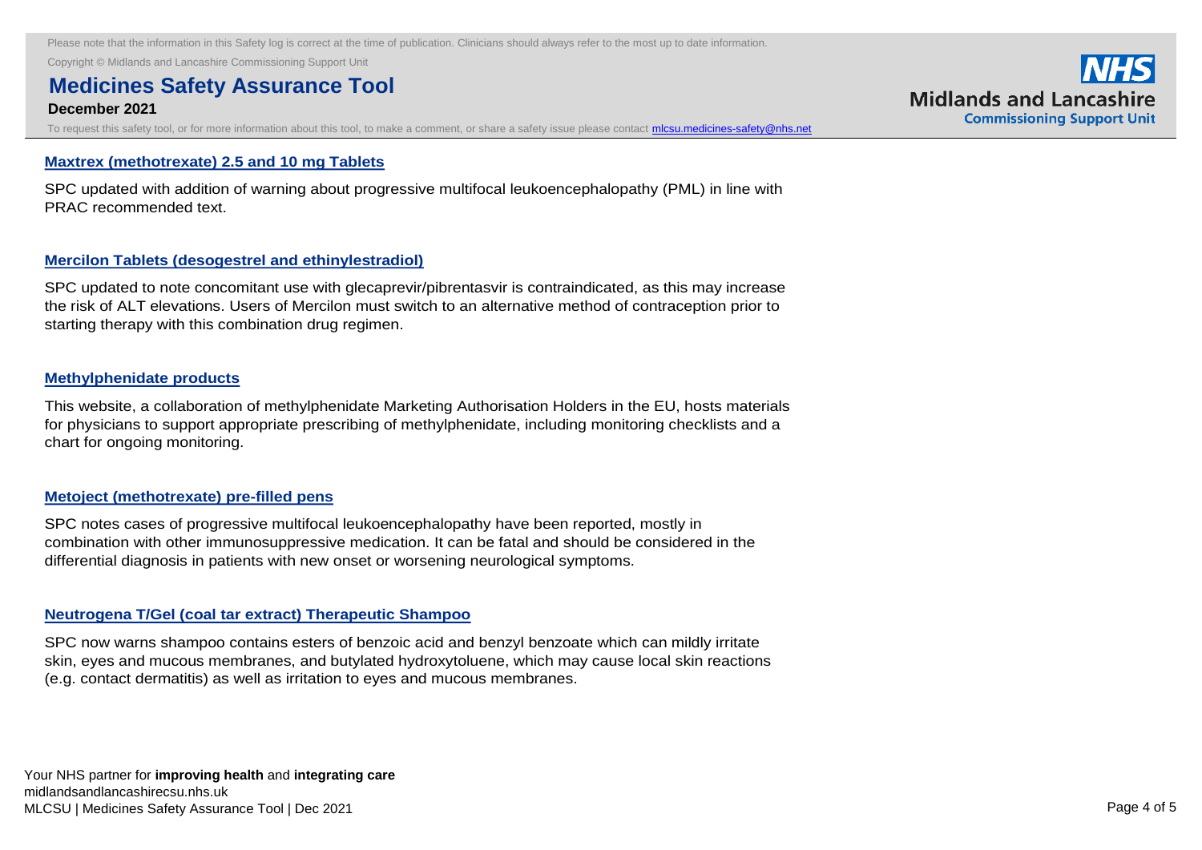### Maxtrex (methotrexate) 2.5 and 10 mg Tablets

SPC updated with addition of warning about progressive multifocal leukoencephalopathy (PML) in line with PRAC recommended text.

### Mercilon Tablets (desogestrel and ethinylestradiol)

SPC updated to note concomitant use with glecaprevir/pibrentasvir is contraindicated, as this may increase the risk of ALT elevations. Users of Mercilon must switch to an alternative method of contraception prior to starting therapy with this combination drug regimen.

### Methylphenidate products

This website, a collaboration of methylphenidate Marketing Authorisation Holders in the EU, hosts materials for physicians to support appropriate prescribing of methylphenidate, including monitoring checklists and a chart for ongoing monitoring.

### Metoject (methotrexate) pre-filled pens

SPC notes cases of progressive multifocal leukoencephalopathy have been reported, mostly in combination with other immunosuppressive medication. It can be fatal and should be considered in the differential diagnosis in patients with new onset or worsening neurological symptoms.

### Neutrogena T/Gel (coal tar extract) Therapeutic Shampoo

SPC now warns shampoo contains esters of benzoic acid and benzyl benzoate which can mildly irritate skin, eyes and mucous membranes, and butylated hydroxytoluene, which may cause local skin reactions (e.g. contact dermatitis) as well as irritation to eyes and mucous membranes.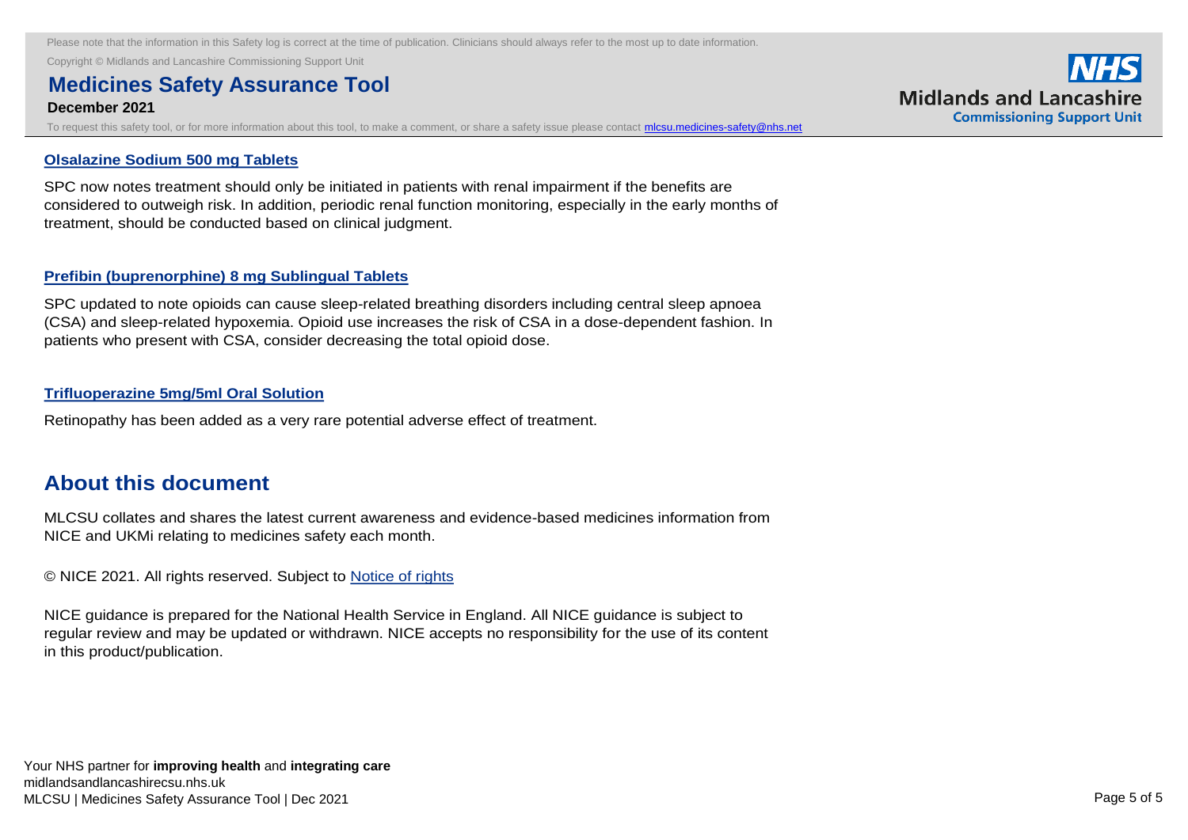### Olsalazine Sodium 500 mg Tablets

SPC now notes treatment should only be initiated in patients with renal impairment if the benefits are considered to outweigh risk. In addition, periodic renal function monitoring, especially in the early months of treatment, should be conducted based on clinical judgment.

### Prefibin (buprenorphine) 8 mg Sublingual Tablets

SPC updated to note opioids can cause sleep-related breathing disorders including central sleep apnoea (CSA) and sleep-related hypoxemia. Opioid use increases the risk of CSA in a dose-dependent fashion. In patients who present with CSA, consider decreasing the total opioid dose.

### Trifluoperazine 5mg/5ml Oral Solution

Retinopathy has been added as a very rare potential adverse effect of treatment.

## About this document

MLCSU collates and shares the latest current awareness and evidence-based medicines information from NICE and UKMi relating to medicines safety each month.

© NICE 2021. All rights reserved. Subject to Notice of rights

NICE guidance is prepared for the National Health Service in England. All NICE guidance is subject to regular review and may be updated or withdrawn. NICE accepts no responsibility for the use of its content in this product/publication.